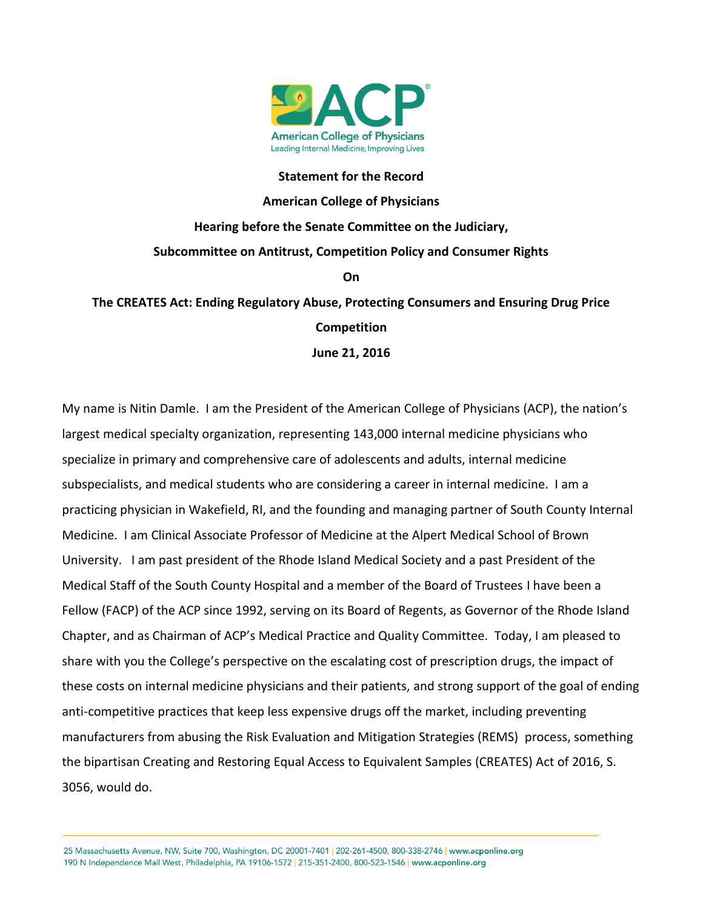American College of Physicians
Leading Internal Medicine, Improving Lives

**Statement for the Record**

**American College of Physicians**

**Hearing before the Senate Committee on the Judiciary,**

**Subcommittee on Antitrust, Competition Policy and Consumer Rights**

**On**

**The CREATES Act: Ending Regulatory Abuse, Protecting Consumers and Ensuring Drug Price Competition**

**June 21, 2016**

My name is Nitin Damle. I am the President of the American College of Physicians (ACP), the nation's largest medical specialty organization, representing 143,000 internal medicine physicians who specialize in primary and comprehensive care of adolescents and adults, internal medicine subspecialists, and medical students who are considering a career in internal medicine. I am a practicing physician in Wakefield, RI, and the founding and managing partner of South County Internal Medicine. I am Clinical Associate Professor of Medicine at the Alpert Medical School of Brown University. I am past president of the Rhode Island Medical Society and a past President of the Medical Staff of the South County Hospital and a member of the Board of Trustees I have been a Fellow (FACP) of the ACP since 1992, serving on its Board of Regents, as Governor of the Rhode Island Chapter, and as Chairman of ACP's Medical Practice and Quality Committee. Today, I am pleased to share with you the College's perspective on the escalating cost of prescription drugs, the impact of these costs on internal medicine physicians and their patients, and strong support of the goal of ending anti-competitive practices that keep less expensive drugs off the market, including preventing manufacturers from abusing the Risk Evaluation and Mitigation Strategies (REMS) process, something the bipartisan Creating and Restoring Equal Access to Equivalent Samples (CREATES) Act of 2016, S. 3056, would do.

25 Massachusetts Avenue, NW, Suite 700, Washington, DC 20001-7401 | 202-261-4500, 800-338-2746 | www.acponline.org
190 N Independence Mall West, Philadelphia, PA 19106-1572 | 215-351-2400, 800-523-1546 | www.acponline.org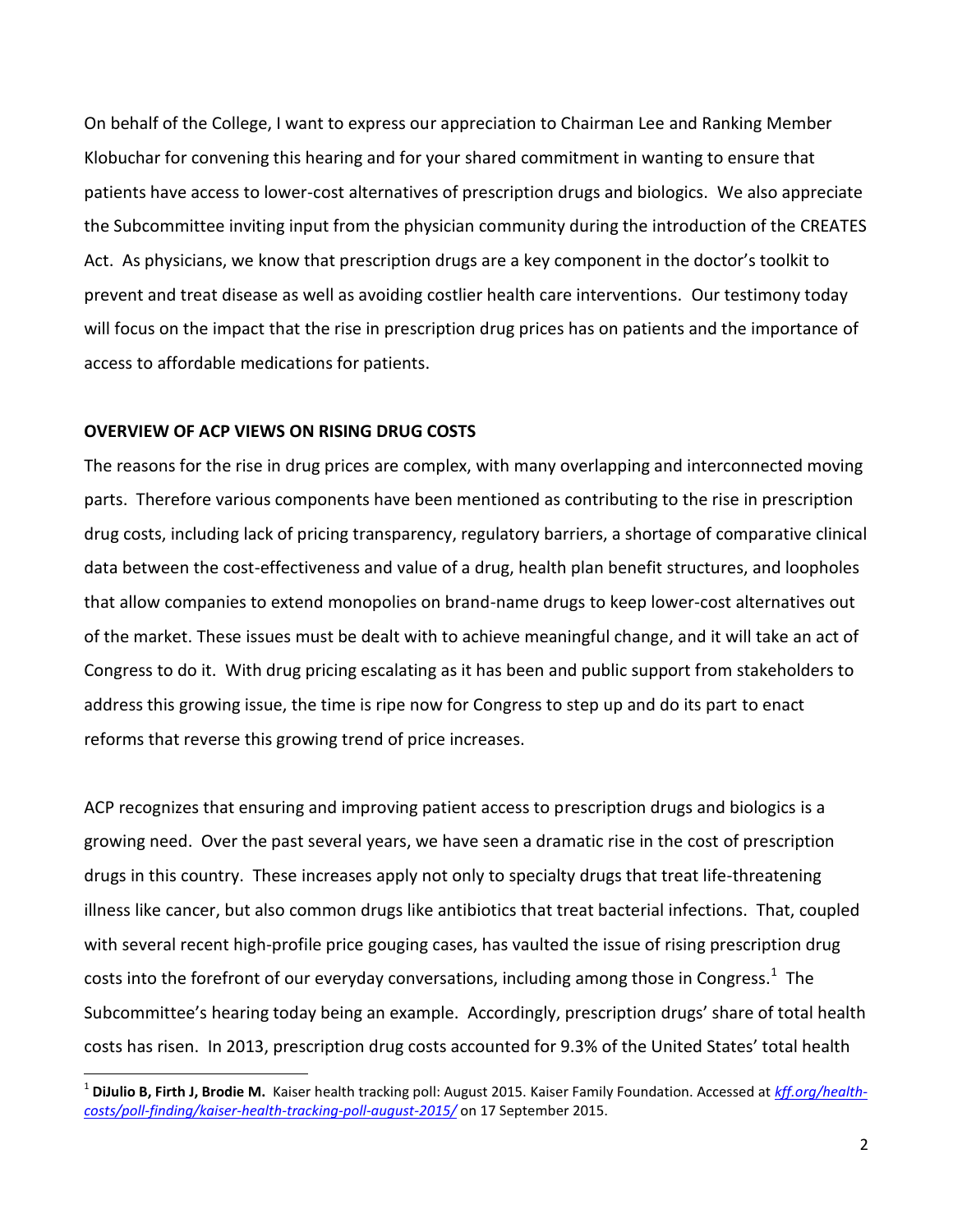On behalf of the College, I want to express our appreciation to Chairman Lee and Ranking Member Klobuchar for convening this hearing and for your shared commitment in wanting to ensure that patients have access to lower-cost alternatives of prescription drugs and biologics. We also appreciate the Subcommittee inviting input from the physician community during the introduction of the CREATES Act. As physicians, we know that prescription drugs are a key component in the doctor's toolkit to prevent and treat disease as well as avoiding costlier health care interventions. Our testimony today will focus on the impact that the rise in prescription drug prices has on patients and the importance of access to affordable medications for patients.

**OVERVIEW OF ACP VIEWS ON RISING DRUG COSTS**

The reasons for the rise in drug prices are complex, with many overlapping and interconnected moving parts. Therefore various components have been mentioned as contributing to the rise in prescription drug costs, including lack of pricing transparency, regulatory barriers, a shortage of comparative clinical data between the cost-effectiveness and value of a drug, health plan benefit structures, and loopholes that allow companies to extend monopolies on brand-name drugs to keep lower-cost alternatives out of the market. These issues must be dealt with to achieve meaningful change, and it will take an act of Congress to do it. With drug pricing escalating as it has been and public support from stakeholders to address this growing issue, the time is ripe now for Congress to step up and do its part to enact reforms that reverse this growing trend of price increases.

ACP recognizes that ensuring and improving patient access to prescription drugs and biologics is a growing need. Over the past several years, we have seen a dramatic rise in the cost of prescription drugs in this country. These increases apply not only to specialty drugs that treat life-threatening illness like cancer, but also common drugs like antibiotics that treat bacterial infections. That, coupled with several recent high-profile price gouging cases, has vaulted the issue of rising prescription drug costs into the forefront of our everyday conversations, including among those in Congress.[1] The Subcommittee's hearing today being an example. Accordingly, prescription drugs' share of total health costs has risen. In 2013, prescription drug costs accounted for 9.3% of the United States' total health

[1] **DiJulio B, Firth J, Brodie M.** Kaiser health tracking poll: August 2015. Kaiser Family Foundation. Accessed at *kff.org/health-costs/poll-finding/kaiser-health-tracking-poll-august-2015/* on 17 September 2015.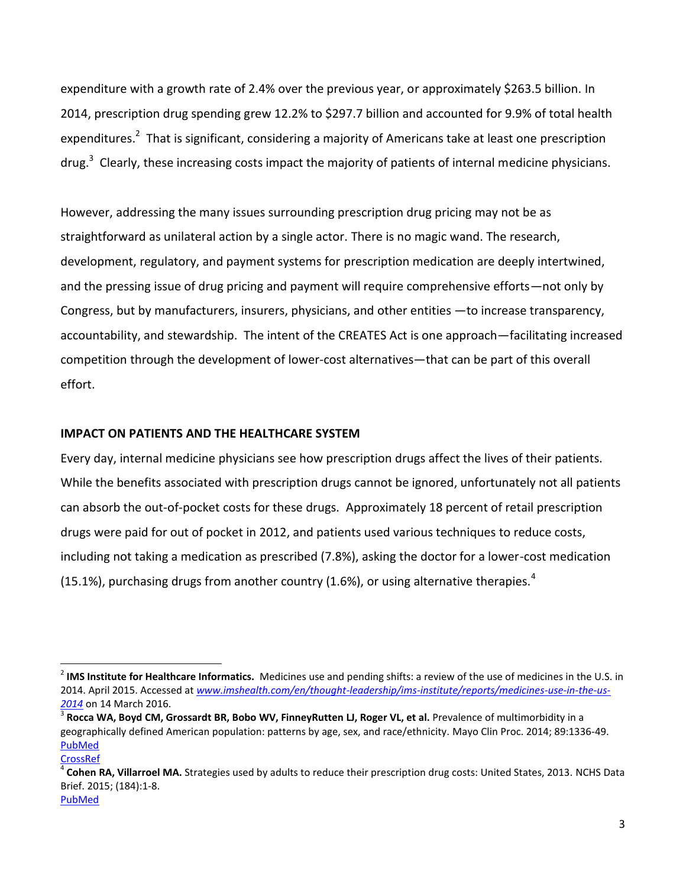expenditure with a growth rate of 2.4% over the previous year, or approximately $263.5 billion. In 2014, prescription drug spending grew 12.2% to $297.7 billion and accounted for 9.9% of total health expenditures.[2] That is significant, considering a majority of Americans take at least one prescription drug.[3] Clearly, these increasing costs impact the majority of patients of internal medicine physicians.

However, addressing the many issues surrounding prescription drug pricing may not be as straightforward as unilateral action by a single actor. There is no magic wand. The research, development, regulatory, and payment systems for prescription medication are deeply intertwined, and the pressing issue of drug pricing and payment will require comprehensive efforts—not only by Congress, but by manufacturers, insurers, physicians, and other entities —to increase transparency, accountability, and stewardship. The intent of the CREATES Act is one approach—facilitating increased competition through the development of lower-cost alternatives—that can be part of this overall effort.

## IMPACT ON PATIENTS AND THE HEALTHCARE SYSTEM

Every day, internal medicine physicians see how prescription drugs affect the lives of their patients. While the benefits associated with prescription drugs cannot be ignored, unfortunately not all patients can absorb the out-of-pocket costs for these drugs. Approximately 18 percent of retail prescription drugs were paid for out of pocket in 2012, and patients used various techniques to reduce costs, including not taking a medication as prescribed (7.8%), asking the doctor for a lower-cost medication (15.1%), purchasing drugs from another country (1.6%), or using alternative therapies.[4]

---

[2] **IMS Institute for Healthcare Informatics.** Medicines use and pending shifts: a review of the use of medicines in the U.S. in 2014. April 2015. Accessed at *www.imshealth.com/en/thought-leadership/ims-institute/reports/medicines-use-in-the-us-2014* on 14 March 2016.

[3] **Rocca WA, Boyd CM, Grossardt BR, Bobo WV, FinneyRutten LJ, Roger VL, et al.** Prevalence of multimorbidity in a geographically defined American population: patterns by age, sex, and race/ethnicity. Mayo Clin Proc. 2014; 89:1336-49.
PubMed
CrossRef

[4] **Cohen RA, Villarroel MA.** Strategies used by adults to reduce their prescription drug costs: United States, 2013. NCHS Data Brief. 2015; (184):1-8.
PubMed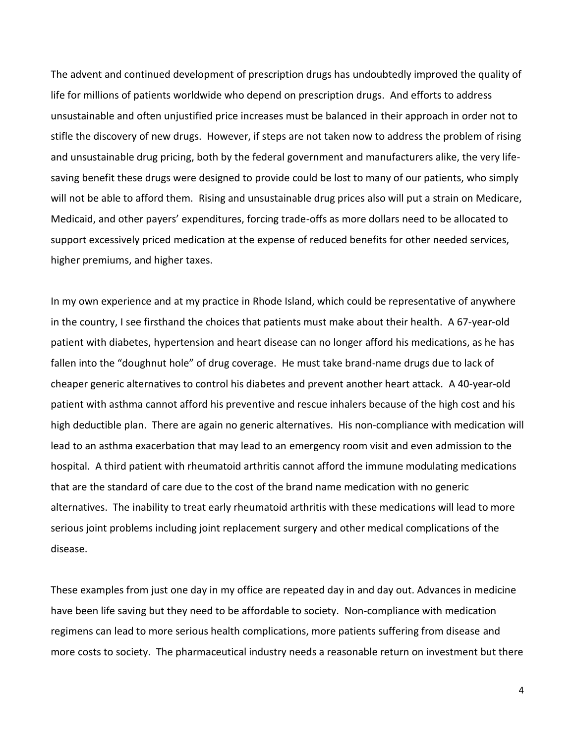The advent and continued development of prescription drugs has undoubtedly improved the quality of life for millions of patients worldwide who depend on prescription drugs. And efforts to address unsustainable and often unjustified price increases must be balanced in their approach in order not to stifle the discovery of new drugs. However, if steps are not taken now to address the problem of rising and unsustainable drug pricing, both by the federal government and manufacturers alike, the very life-saving benefit these drugs were designed to provide could be lost to many of our patients, who simply will not be able to afford them. Rising and unsustainable drug prices also will put a strain on Medicare, Medicaid, and other payers' expenditures, forcing trade-offs as more dollars need to be allocated to support excessively priced medication at the expense of reduced benefits for other needed services, higher premiums, and higher taxes.

In my own experience and at my practice in Rhode Island, which could be representative of anywhere in the country, I see firsthand the choices that patients must make about their health. A 67-year-old patient with diabetes, hypertension and heart disease can no longer afford his medications, as he has fallen into the "doughnut hole" of drug coverage. He must take brand-name drugs due to lack of cheaper generic alternatives to control his diabetes and prevent another heart attack. A 40-year-old patient with asthma cannot afford his preventive and rescue inhalers because of the high cost and his high deductible plan. There are again no generic alternatives. His non-compliance with medication will lead to an asthma exacerbation that may lead to an emergency room visit and even admission to the hospital. A third patient with rheumatoid arthritis cannot afford the immune modulating medications that are the standard of care due to the cost of the brand name medication with no generic alternatives. The inability to treat early rheumatoid arthritis with these medications will lead to more serious joint problems including joint replacement surgery and other medical complications of the disease.

These examples from just one day in my office are repeated day in and day out. Advances in medicine have been life saving but they need to be affordable to society. Non-compliance with medication regimens can lead to more serious health complications, more patients suffering from disease and more costs to society. The pharmaceutical industry needs a reasonable return on investment but there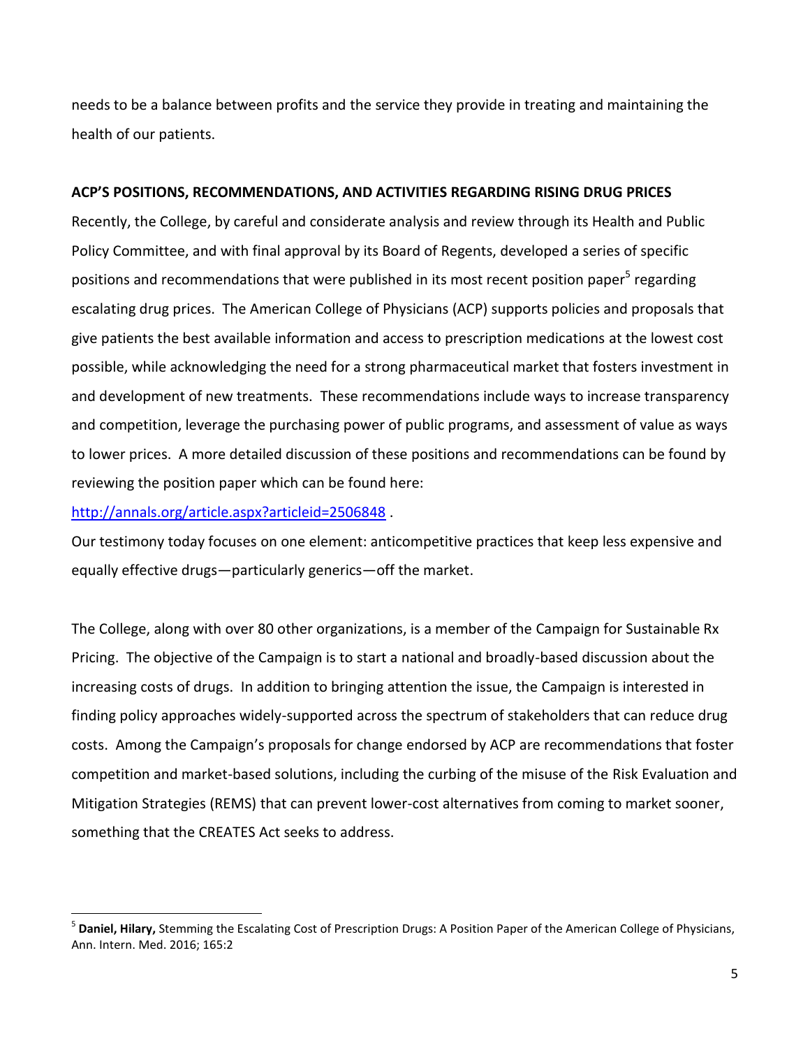needs to be a balance between profits and the service they provide in treating and maintaining the health of our patients.

**ACP'S POSITIONS, RECOMMENDATIONS, AND ACTIVITIES REGARDING RISING DRUG PRICES**

Recently, the College, by careful and considerate analysis and review through its Health and Public Policy Committee, and with final approval by its Board of Regents, developed a series of specific positions and recommendations that were published in its most recent position paper[5] regarding escalating drug prices. The American College of Physicians (ACP) supports policies and proposals that give patients the best available information and access to prescription medications at the lowest cost possible, while acknowledging the need for a strong pharmaceutical market that fosters investment in and development of new treatments. These recommendations include ways to increase transparency and competition, leverage the purchasing power of public programs, and assessment of value as ways to lower prices. A more detailed discussion of these positions and recommendations can be found by reviewing the position paper which can be found here:

http://annals.org/article.aspx?articleid=2506848 .

Our testimony today focuses on one element: anticompetitive practices that keep less expensive and equally effective drugs—particularly generics—off the market.

The College, along with over 80 other organizations, is a member of the Campaign for Sustainable Rx Pricing. The objective of the Campaign is to start a national and broadly-based discussion about the increasing costs of drugs. In addition to bringing attention the issue, the Campaign is interested in finding policy approaches widely-supported across the spectrum of stakeholders that can reduce drug costs. Among the Campaign's proposals for change endorsed by ACP are recommendations that foster competition and market-based solutions, including the curbing of the misuse of the Risk Evaluation and Mitigation Strategies (REMS) that can prevent lower-cost alternatives from coming to market sooner, something that the CREATES Act seeks to address.

---

[5] **Daniel, Hilary,** Stemming the Escalating Cost of Prescription Drugs: A Position Paper of the American College of Physicians, Ann. Intern. Med. 2016; 165:2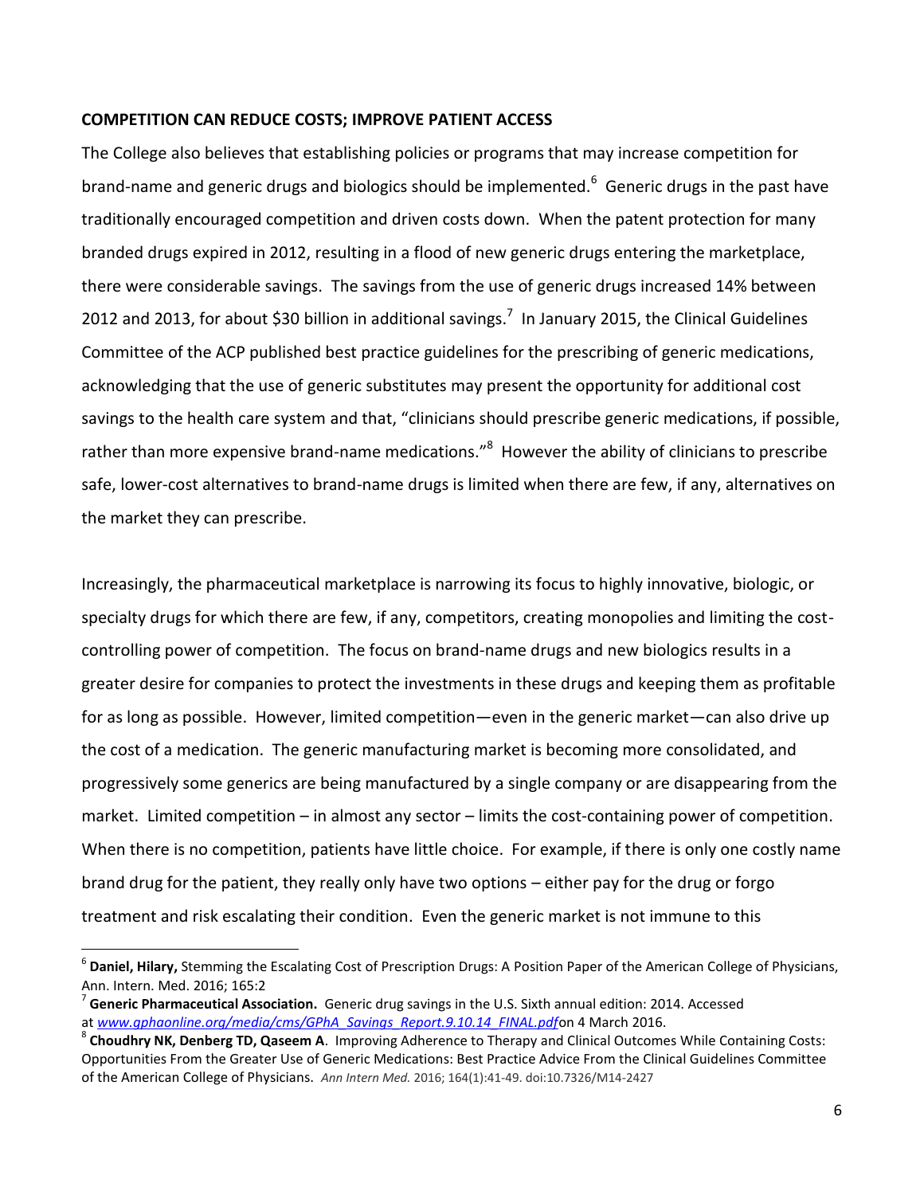**COMPETITION CAN REDUCE COSTS; IMPROVE PATIENT ACCESS**

The College also believes that establishing policies or programs that may increase competition for brand-name and generic drugs and biologics should be implemented.[6] Generic drugs in the past have traditionally encouraged competition and driven costs down. When the patent protection for many branded drugs expired in 2012, resulting in a flood of new generic drugs entering the marketplace, there were considerable savings. The savings from the use of generic drugs increased 14% between 2012 and 2013, for about $30 billion in additional savings.[7] In January 2015, the Clinical Guidelines Committee of the ACP published best practice guidelines for the prescribing of generic medications, acknowledging that the use of generic substitutes may present the opportunity for additional cost savings to the health care system and that, "clinicians should prescribe generic medications, if possible, rather than more expensive brand-name medications."[8] However the ability of clinicians to prescribe safe, lower-cost alternatives to brand-name drugs is limited when there are few, if any, alternatives on the market they can prescribe.

Increasingly, the pharmaceutical marketplace is narrowing its focus to highly innovative, biologic, or specialty drugs for which there are few, if any, competitors, creating monopolies and limiting the cost-controlling power of competition. The focus on brand-name drugs and new biologics results in a greater desire for companies to protect the investments in these drugs and keeping them as profitable for as long as possible. However, limited competition—even in the generic market—can also drive up the cost of a medication. The generic manufacturing market is becoming more consolidated, and progressively some generics are being manufactured by a single company or are disappearing from the market. Limited competition – in almost any sector – limits the cost-containing power of competition. When there is no competition, patients have little choice. For example, if there is only one costly name brand drug for the patient, they really only have two options – either pay for the drug or forgo treatment and risk escalating their condition. Even the generic market is not immune to this

---

[6] **Daniel, Hilary,** Stemming the Escalating Cost of Prescription Drugs: A Position Paper of the American College of Physicians, Ann. Intern. Med. 2016; 165:2

[7] **Generic Pharmaceutical Association.** Generic drug savings in the U.S. Sixth annual edition: 2014. Accessed at *www.gphaonline.org/media/cms/GPhA_Savings_Report.9.10.14_FINAL.pdf* on 4 March 2016.

[8] **Choudhry NK, Denberg TD, Qaseem A**. Improving Adherence to Therapy and Clinical Outcomes While Containing Costs: Opportunities From the Greater Use of Generic Medications: Best Practice Advice From the Clinical Guidelines Committee of the American College of Physicians. *Ann Intern Med.* 2016; 164(1):41-49. doi:10.7326/M14-2427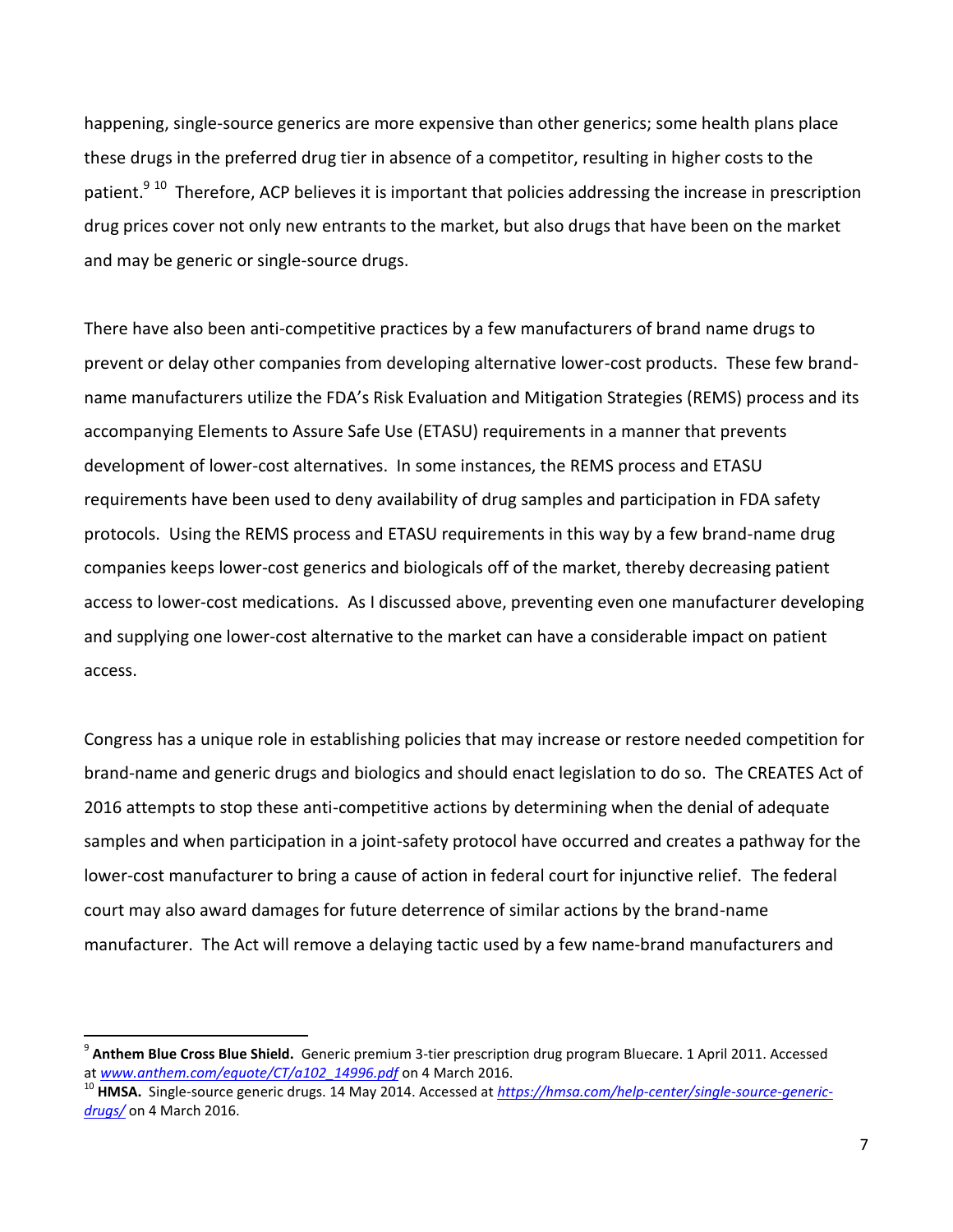happening, single-source generics are more expensive than other generics; some health plans place these drugs in the preferred drug tier in absence of a competitor, resulting in higher costs to the patient.[9] [10] Therefore, ACP believes it is important that policies addressing the increase in prescription drug prices cover not only new entrants to the market, but also drugs that have been on the market and may be generic or single-source drugs.

There have also been anti-competitive practices by a few manufacturers of brand name drugs to prevent or delay other companies from developing alternative lower-cost products. These few brand-name manufacturers utilize the FDA's Risk Evaluation and Mitigation Strategies (REMS) process and its accompanying Elements to Assure Safe Use (ETASU) requirements in a manner that prevents development of lower-cost alternatives. In some instances, the REMS process and ETASU requirements have been used to deny availability of drug samples and participation in FDA safety protocols. Using the REMS process and ETASU requirements in this way by a few brand-name drug companies keeps lower-cost generics and biologicals off of the market, thereby decreasing patient access to lower-cost medications. As I discussed above, preventing even one manufacturer developing and supplying one lower-cost alternative to the market can have a considerable impact on patient access.

Congress has a unique role in establishing policies that may increase or restore needed competition for brand-name and generic drugs and biologics and should enact legislation to do so. The CREATES Act of 2016 attempts to stop these anti-competitive actions by determining when the denial of adequate samples and when participation in a joint-safety protocol have occurred and creates a pathway for the lower-cost manufacturer to bring a cause of action in federal court for injunctive relief. The federal court may also award damages for future deterrence of similar actions by the brand-name manufacturer. The Act will remove a delaying tactic used by a few name-brand manufacturers and

---

[9] **Anthem Blue Cross Blue Shield.** Generic premium 3-tier prescription drug program Bluecare. 1 April 2011. Accessed at *www.anthem.com/equote/CT/a102_14996.pdf* on 4 March 2016.

[10] **HMSA.** Single-source generic drugs. 14 May 2014. Accessed at *https://hmsa.com/help-center/single-source-generic-drugs/* on 4 March 2016.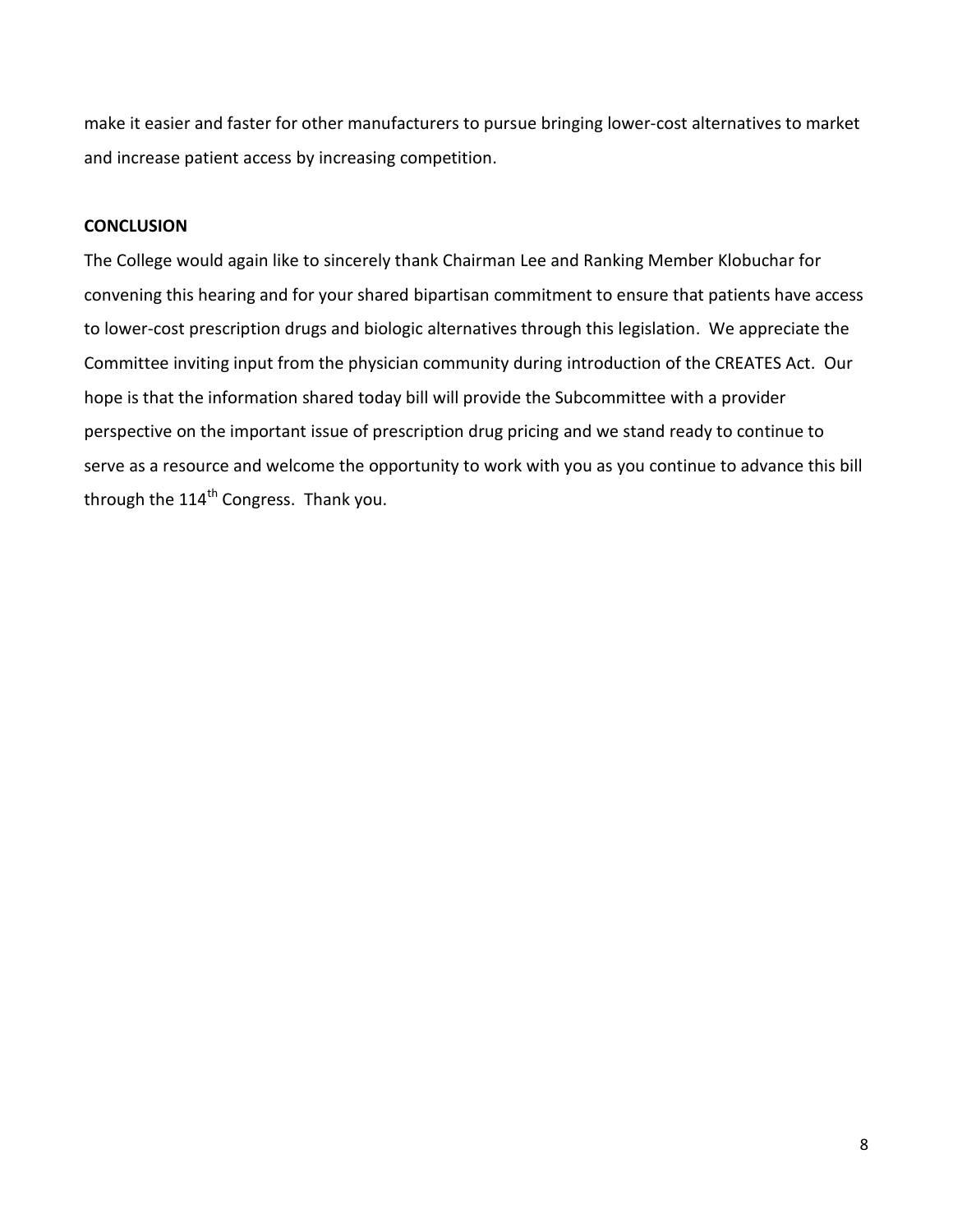make it easier and faster for other manufacturers to pursue bringing lower-cost alternatives to market and increase patient access by increasing competition.

**CONCLUSION**

The College would again like to sincerely thank Chairman Lee and Ranking Member Klobuchar for convening this hearing and for your shared bipartisan commitment to ensure that patients have access to lower-cost prescription drugs and biologic alternatives through this legislation. We appreciate the Committee inviting input from the physician community during introduction of the CREATES Act. Our hope is that the information shared today bill will provide the Subcommittee with a provider perspective on the important issue of prescription drug pricing and we stand ready to continue to serve as a resource and welcome the opportunity to work with you as you continue to advance this bill through the 114th Congress. Thank you.